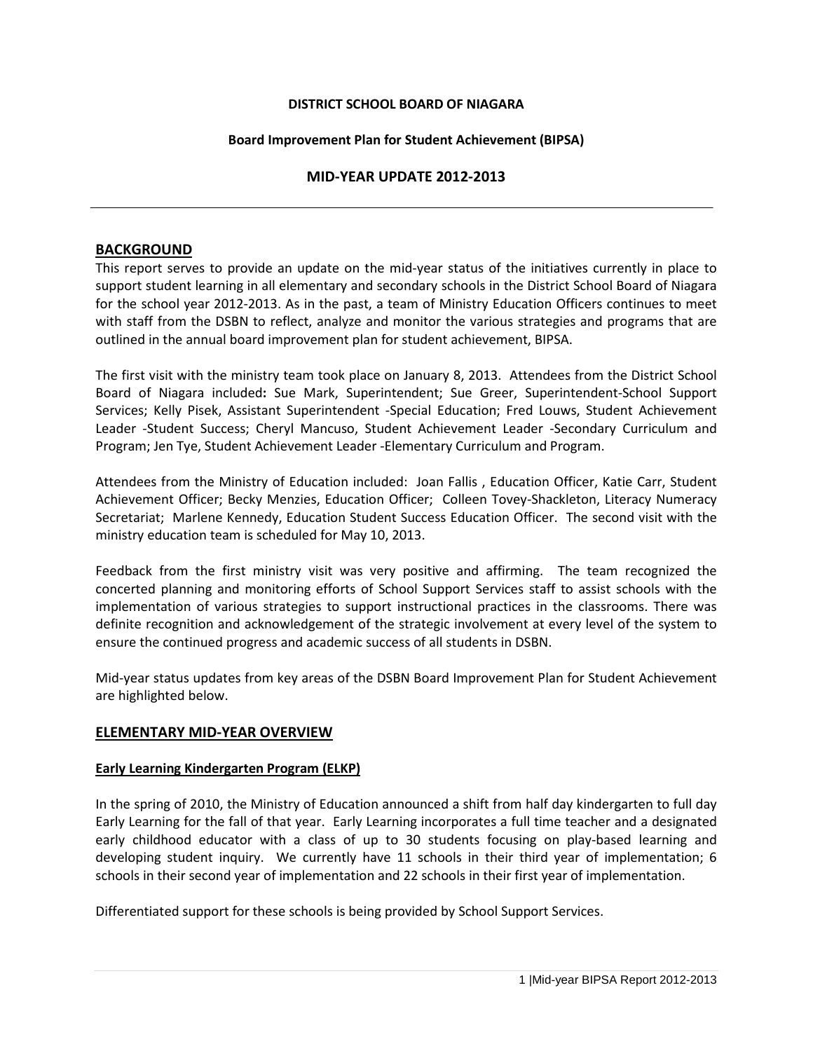**DISTRICT SCHOOL BOARD OF NIAGARA**

**Board Improvement Plan for Student Achievement (BIPSA)**

# MID-YEAR UPDATE 2012-2013

## BACKGROUND

This report serves to provide an update on the mid-year status of the initiatives currently in place to support student learning in all elementary and secondary schools in the District School Board of Niagara for the school year 2012-2013. As in the past, a team of Ministry Education Officers continues to meet with staff from the DSBN to reflect, analyze and monitor the various strategies and programs that are outlined in the annual board improvement plan for student achievement, BIPSA.

The first visit with the ministry team took place on January 8, 2013. Attendees from the District School Board of Niagara included**:** Sue Mark, Superintendent; Sue Greer, Superintendent-School Support Services; Kelly Pisek, Assistant Superintendent -Special Education; Fred Louws, Student Achievement Leader -Student Success; Cheryl Mancuso, Student Achievement Leader -Secondary Curriculum and Program; Jen Tye, Student Achievement Leader -Elementary Curriculum and Program.

Attendees from the Ministry of Education included: Joan Fallis , Education Officer, Katie Carr, Student Achievement Officer; Becky Menzies, Education Officer; Colleen Tovey-Shackleton, Literacy Numeracy Secretariat; Marlene Kennedy, Education Student Success Education Officer. The second visit with the ministry education team is scheduled for May 10, 2013.

Feedback from the first ministry visit was very positive and affirming. The team recognized the concerted planning and monitoring efforts of School Support Services staff to assist schools with the implementation of various strategies to support instructional practices in the classrooms. There was definite recognition and acknowledgement of the strategic involvement at every level of the system to ensure the continued progress and academic success of all students in DSBN.

Mid-year status updates from key areas of the DSBN Board Improvement Plan for Student Achievement are highlighted below.

## ELEMENTARY MID-YEAR OVERVIEW

### Early Learning Kindergarten Program (ELKP)

In the spring of 2010, the Ministry of Education announced a shift from half day kindergarten to full day Early Learning for the fall of that year. Early Learning incorporates a full time teacher and a designated early childhood educator with a class of up to 30 students focusing on play-based learning and developing student inquiry. We currently have 11 schools in their third year of implementation; 6 schools in their second year of implementation and 22 schools in their first year of implementation.

Differentiated support for these schools is being provided by School Support Services.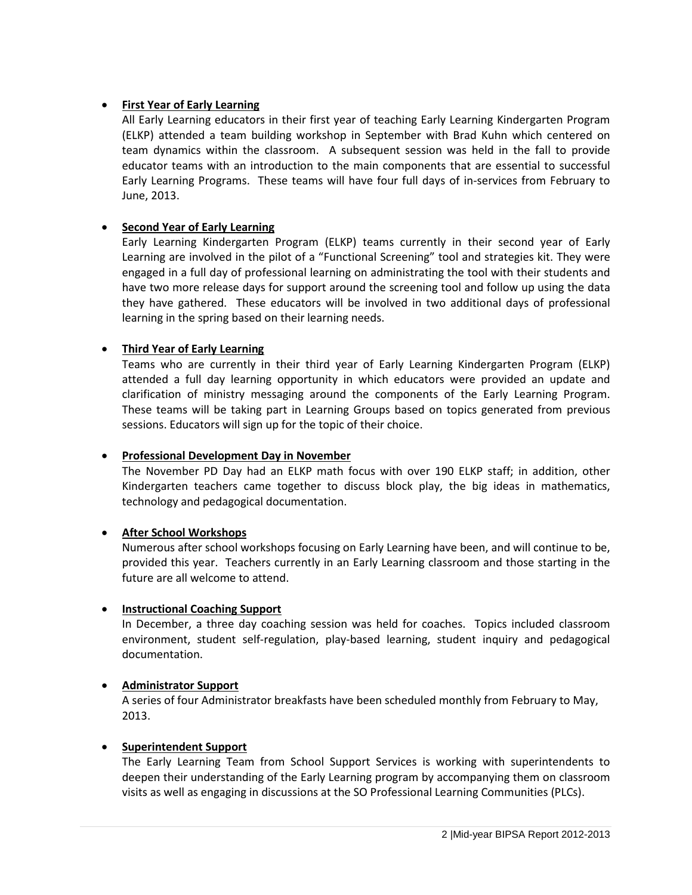- **First Year of Early Learning**

  All Early Learning educators in their first year of teaching Early Learning Kindergarten Program (ELKP) attended a team building workshop in September with Brad Kuhn which centered on team dynamics within the classroom. A subsequent session was held in the fall to provide educator teams with an introduction to the main components that are essential to successful Early Learning Programs. These teams will have four full days of in-services from February to June, 2013.

- **Second Year of Early Learning**

  Early Learning Kindergarten Program (ELKP) teams currently in their second year of Early Learning are involved in the pilot of a "Functional Screening" tool and strategies kit. They were engaged in a full day of professional learning on administrating the tool with their students and have two more release days for support around the screening tool and follow up using the data they have gathered. These educators will be involved in two additional days of professional learning in the spring based on their learning needs.

- **Third Year of Early Learning**

  Teams who are currently in their third year of Early Learning Kindergarten Program (ELKP) attended a full day learning opportunity in which educators were provided an update and clarification of ministry messaging around the components of the Early Learning Program. These teams will be taking part in Learning Groups based on topics generated from previous sessions. Educators will sign up for the topic of their choice.

- **Professional Development Day in November**

  The November PD Day had an ELKP math focus with over 190 ELKP staff; in addition, other Kindergarten teachers came together to discuss block play, the big ideas in mathematics, technology and pedagogical documentation.

- **After School Workshops**

  Numerous after school workshops focusing on Early Learning have been, and will continue to be, provided this year. Teachers currently in an Early Learning classroom and those starting in the future are all welcome to attend.

- **Instructional Coaching Support**

  In December, a three day coaching session was held for coaches. Topics included classroom environment, student self-regulation, play-based learning, student inquiry and pedagogical documentation.

- **Administrator Support**

  A series of four Administrator breakfasts have been scheduled monthly from February to May, 2013.

- **Superintendent Support**

  The Early Learning Team from School Support Services is working with superintendents to deepen their understanding of the Early Learning program by accompanying them on classroom visits as well as engaging in discussions at the SO Professional Learning Communities (PLCs).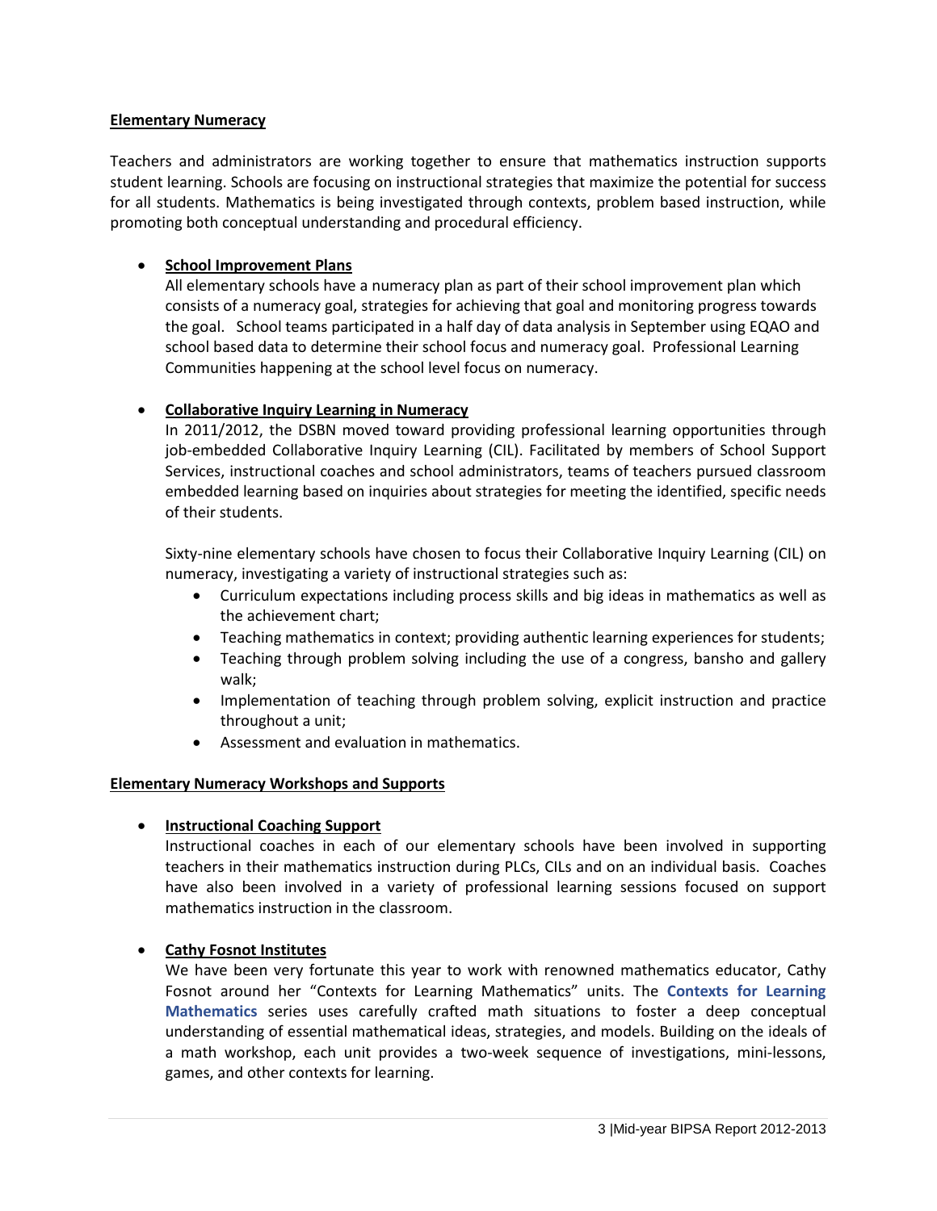## Elementary Numeracy

Teachers and administrators are working together to ensure that mathematics instruction supports student learning. Schools are focusing on instructional strategies that maximize the potential for success for all students. Mathematics is being investigated through contexts, problem based instruction, while promoting both conceptual understanding and procedural efficiency.

- **School Improvement Plans**
  All elementary schools have a numeracy plan as part of their school improvement plan which consists of a numeracy goal, strategies for achieving that goal and monitoring progress towards the goal. School teams participated in a half day of data analysis in September using EQAO and school based data to determine their school focus and numeracy goal. Professional Learning Communities happening at the school level focus on numeracy.

- **Collaborative Inquiry Learning in Numeracy**
  In 2011/2012, the DSBN moved toward providing professional learning opportunities through job-embedded Collaborative Inquiry Learning (CIL). Facilitated by members of School Support Services, instructional coaches and school administrators, teams of teachers pursued classroom embedded learning based on inquiries about strategies for meeting the identified, specific needs of their students.

  Sixty-nine elementary schools have chosen to focus their Collaborative Inquiry Learning (CIL) on numeracy, investigating a variety of instructional strategies such as:
  - Curriculum expectations including process skills and big ideas in mathematics as well as the achievement chart;
  - Teaching mathematics in context; providing authentic learning experiences for students;
  - Teaching through problem solving including the use of a congress, bansho and gallery walk;
  - Implementation of teaching through problem solving, explicit instruction and practice throughout a unit;
  - Assessment and evaluation in mathematics.

## Elementary Numeracy Workshops and Supports

- **Instructional Coaching Support**
  Instructional coaches in each of our elementary schools have been involved in supporting teachers in their mathematics instruction during PLCs, CILs and on an individual basis. Coaches have also been involved in a variety of professional learning sessions focused on support mathematics instruction in the classroom.

- **Cathy Fosnot Institutes**
  We have been very fortunate this year to work with renowned mathematics educator, Cathy Fosnot around her "Contexts for Learning Mathematics" units. The **Contexts for Learning Mathematics** series uses carefully crafted math situations to foster a deep conceptual understanding of essential mathematical ideas, strategies, and models. Building on the ideals of a math workshop, each unit provides a two-week sequence of investigations, mini-lessons, games, and other contexts for learning.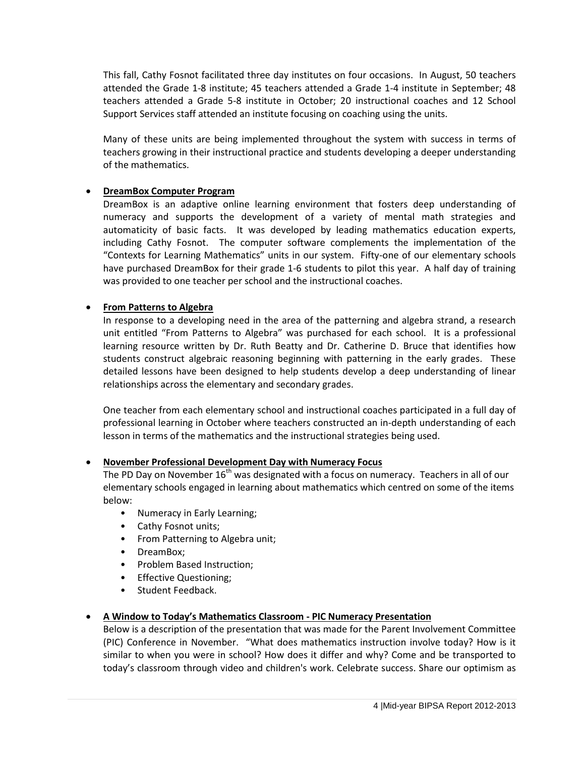This fall, Cathy Fosnot facilitated three day institutes on four occasions. In August, 50 teachers attended the Grade 1-8 institute; 45 teachers attended a Grade 1-4 institute in September; 48 teachers attended a Grade 5-8 institute in October; 20 instructional coaches and 12 School Support Services staff attended an institute focusing on coaching using the units.

Many of these units are being implemented throughout the system with success in terms of teachers growing in their instructional practice and students developing a deeper understanding of the mathematics.

- **DreamBox Computer Program**

  DreamBox is an adaptive online learning environment that fosters deep understanding of numeracy and supports the development of a variety of mental math strategies and automaticity of basic facts. It was developed by leading mathematics education experts, including Cathy Fosnot. The computer software complements the implementation of the "Contexts for Learning Mathematics" units in our system. Fifty-one of our elementary schools have purchased DreamBox for their grade 1-6 students to pilot this year. A half day of training was provided to one teacher per school and the instructional coaches.

- **From Patterns to Algebra**

  In response to a developing need in the area of the patterning and algebra strand, a research unit entitled "From Patterns to Algebra" was purchased for each school. It is a professional learning resource written by Dr. Ruth Beatty and Dr. Catherine D. Bruce that identifies how students construct algebraic reasoning beginning with patterning in the early grades. These detailed lessons have been designed to help students develop a deep understanding of linear relationships across the elementary and secondary grades.

  One teacher from each elementary school and instructional coaches participated in a full day of professional learning in October where teachers constructed an in-depth understanding of each lesson in terms of the mathematics and the instructional strategies being used.

- **November Professional Development Day with Numeracy Focus**

  The PD Day on November 16th was designated with a focus on numeracy. Teachers in all of our elementary schools engaged in learning about mathematics which centred on some of the items below:
  - Numeracy in Early Learning;
  - Cathy Fosnot units;
  - From Patterning to Algebra unit;
  - DreamBox;
  - Problem Based Instruction;
  - Effective Questioning;
  - Student Feedback.

- **A Window to Today's Mathematics Classroom - PIC Numeracy Presentation**

  Below is a description of the presentation that was made for the Parent Involvement Committee (PIC) Conference in November. "What does mathematics instruction involve today? How is it similar to when you were in school? How does it differ and why? Come and be transported to today's classroom through video and children's work. Celebrate success. Share our optimism as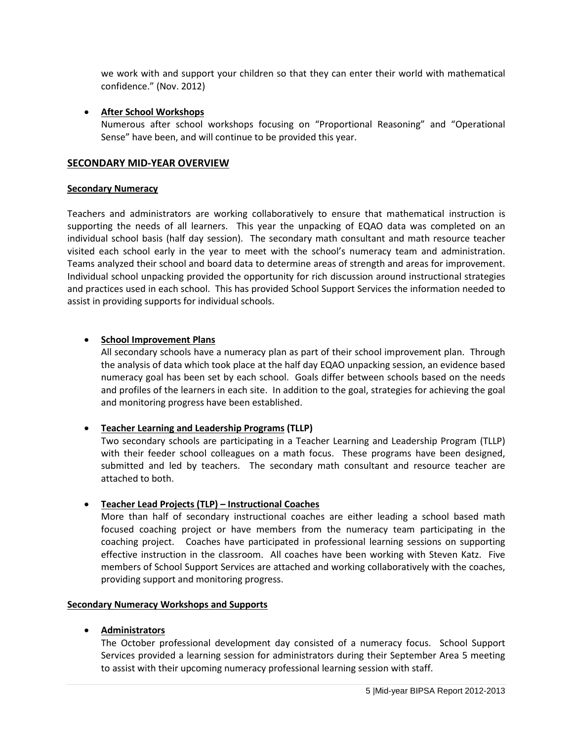we work with and support your children so that they can enter their world with mathematical confidence." (Nov. 2012)

- **After School Workshops**
  Numerous after school workshops focusing on "Proportional Reasoning" and "Operational Sense" have been, and will continue to be provided this year.

## SECONDARY MID-YEAR OVERVIEW

### Secondary Numeracy

Teachers and administrators are working collaboratively to ensure that mathematical instruction is supporting the needs of all learners. This year the unpacking of EQAO data was completed on an individual school basis (half day session). The secondary math consultant and math resource teacher visited each school early in the year to meet with the school's numeracy team and administration. Teams analyzed their school and board data to determine areas of strength and areas for improvement. Individual school unpacking provided the opportunity for rich discussion around instructional strategies and practices used in each school. This has provided School Support Services the information needed to assist in providing supports for individual schools.

- **School Improvement Plans**
  All secondary schools have a numeracy plan as part of their school improvement plan. Through the analysis of data which took place at the half day EQAO unpacking session, an evidence based numeracy goal has been set by each school. Goals differ between schools based on the needs and profiles of the learners in each site. In addition to the goal, strategies for achieving the goal and monitoring progress have been established.

- **Teacher Learning and Leadership Programs (TLLP)**
  Two secondary schools are participating in a Teacher Learning and Leadership Program (TLLP) with their feeder school colleagues on a math focus. These programs have been designed, submitted and led by teachers. The secondary math consultant and resource teacher are attached to both.

- **Teacher Lead Projects (TLP) – Instructional Coaches**
  More than half of secondary instructional coaches are either leading a school based math focused coaching project or have members from the numeracy team participating in the coaching project. Coaches have participated in professional learning sessions on supporting effective instruction in the classroom. All coaches have been working with Steven Katz. Five members of School Support Services are attached and working collaboratively with the coaches, providing support and monitoring progress.

### Secondary Numeracy Workshops and Supports

- **Administrators**
  The October professional development day consisted of a numeracy focus. School Support Services provided a learning session for administrators during their September Area 5 meeting to assist with their upcoming numeracy professional learning session with staff.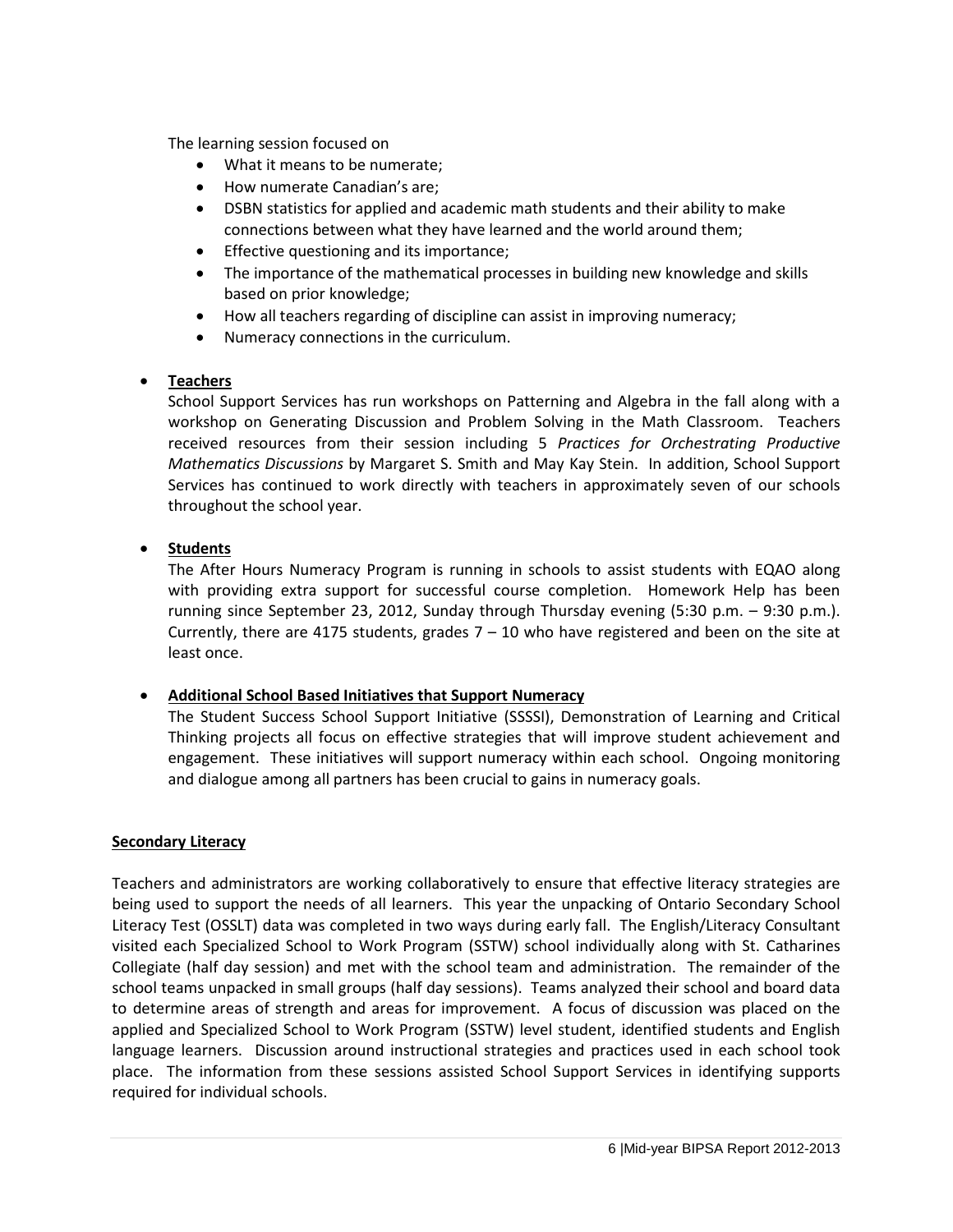The learning session focused on

- What it means to be numerate;
- How numerate Canadian's are;
- DSBN statistics for applied and academic math students and their ability to make connections between what they have learned and the world around them;
- Effective questioning and its importance;
- The importance of the mathematical processes in building new knowledge and skills based on prior knowledge;
- How all teachers regarding of discipline can assist in improving numeracy;
- Numeracy connections in the curriculum.

- **<u>Teachers</u>**

  School Support Services has run workshops on Patterning and Algebra in the fall along with a workshop on Generating Discussion and Problem Solving in the Math Classroom. Teachers received resources from their session including 5 *Practices for Orchestrating Productive Mathematics Discussions* by Margaret S. Smith and May Kay Stein. In addition, School Support Services has continued to work directly with teachers in approximately seven of our schools throughout the school year.

- **<u>Students</u>**

  The After Hours Numeracy Program is running in schools to assist students with EQAO along with providing extra support for successful course completion. Homework Help has been running since September 23, 2012, Sunday through Thursday evening (5:30 p.m. – 9:30 p.m.). Currently, there are 4175 students, grades 7 – 10 who have registered and been on the site at least once.

- **<u>Additional School Based Initiatives that Support Numeracy</u>**

  The Student Success School Support Initiative (SSSSI), Demonstration of Learning and Critical Thinking projects all focus on effective strategies that will improve student achievement and engagement. These initiatives will support numeracy within each school. Ongoing monitoring and dialogue among all partners has been crucial to gains in numeracy goals.

**<u>Secondary Literacy</u>**

Teachers and administrators are working collaboratively to ensure that effective literacy strategies are being used to support the needs of all learners. This year the unpacking of Ontario Secondary School Literacy Test (OSSLT) data was completed in two ways during early fall. The English/Literacy Consultant visited each Specialized School to Work Program (SSTW) school individually along with St. Catharines Collegiate (half day session) and met with the school team and administration. The remainder of the school teams unpacked in small groups (half day sessions). Teams analyzed their school and board data to determine areas of strength and areas for improvement. A focus of discussion was placed on the applied and Specialized School to Work Program (SSTW) level student, identified students and English language learners. Discussion around instructional strategies and practices used in each school took place. The information from these sessions assisted School Support Services in identifying supports required for individual schools.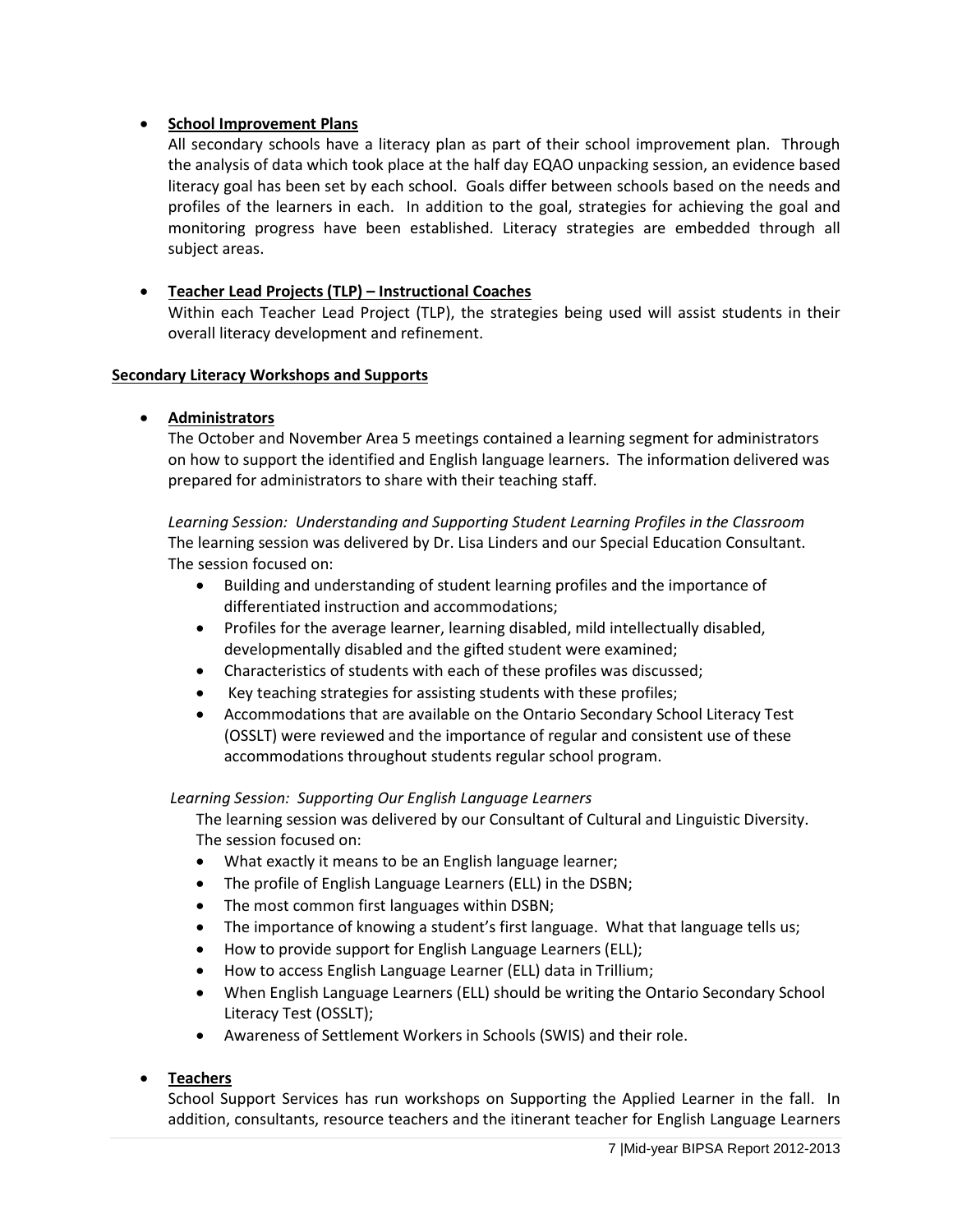- **<u>School Improvement Plans</u>**
  All secondary schools have a literacy plan as part of their school improvement plan. Through the analysis of data which took place at the half day EQAO unpacking session, an evidence based literacy goal has been set by each school. Goals differ between schools based on the needs and profiles of the learners in each. In addition to the goal, strategies for achieving the goal and monitoring progress have been established. Literacy strategies are embedded through all subject areas.

- **<u>Teacher Lead Projects (TLP) – Instructional Coaches</u>**
  Within each Teacher Lead Project (TLP), the strategies being used will assist students in their overall literacy development and refinement.

**<u>Secondary Literacy Workshops and Supports</u>**

- **<u>Administrators</u>**
  The October and November Area 5 meetings contained a learning segment for administrators on how to support the identified and English language learners. The information delivered was prepared for administrators to share with their teaching staff.

  *Learning Session: Understanding and Supporting Student Learning Profiles in the Classroom*
  The learning session was delivered by Dr. Lisa Linders and our Special Education Consultant. The session focused on:
  - Building and understanding of student learning profiles and the importance of differentiated instruction and accommodations;
  - Profiles for the average learner, learning disabled, mild intellectually disabled, developmentally disabled and the gifted student were examined;
  - Characteristics of students with each of these profiles was discussed;
  - Key teaching strategies for assisting students with these profiles;
  - Accommodations that are available on the Ontario Secondary School Literacy Test (OSSLT) were reviewed and the importance of regular and consistent use of these accommodations throughout students regular school program.

  *Learning Session: Supporting Our English Language Learners*
  The learning session was delivered by our Consultant of Cultural and Linguistic Diversity. The session focused on:
  - What exactly it means to be an English language learner;
  - The profile of English Language Learners (ELL) in the DSBN;
  - The most common first languages within DSBN;
  - The importance of knowing a student's first language. What that language tells us;
  - How to provide support for English Language Learners (ELL);
  - How to access English Language Learner (ELL) data in Trillium;
  - When English Language Learners (ELL) should be writing the Ontario Secondary School Literacy Test (OSSLT);
  - Awareness of Settlement Workers in Schools (SWIS) and their role.

- **<u>Teachers</u>**
  School Support Services has run workshops on Supporting the Applied Learner in the fall. In addition, consultants, resource teachers and the itinerant teacher for English Language Learners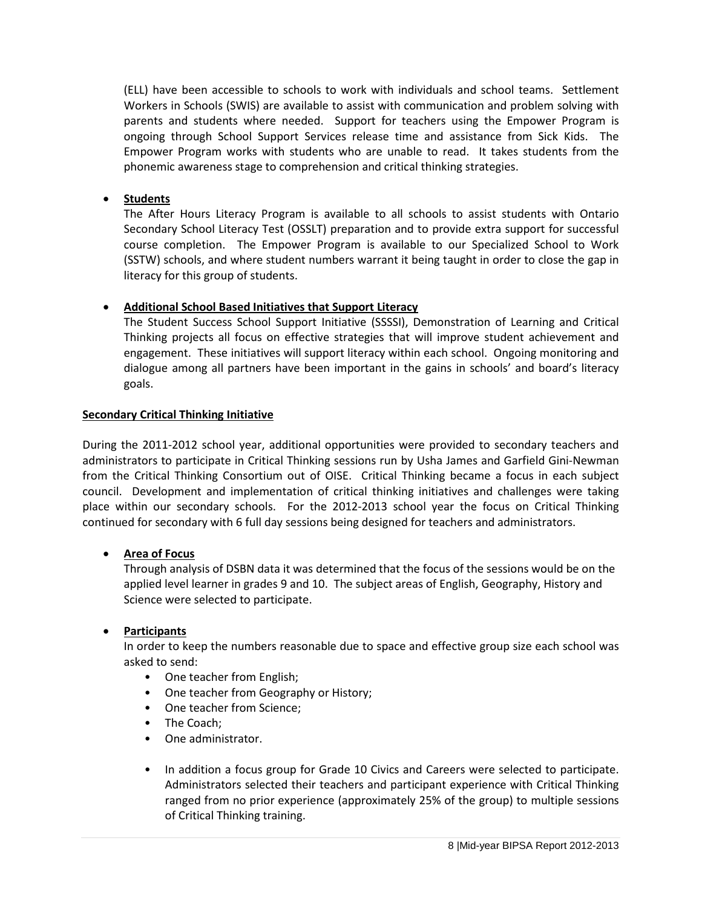(ELL) have been accessible to schools to work with individuals and school teams. Settlement Workers in Schools (SWIS) are available to assist with communication and problem solving with parents and students where needed. Support for teachers using the Empower Program is ongoing through School Support Services release time and assistance from Sick Kids. The Empower Program works with students who are unable to read. It takes students from the phonemic awareness stage to comprehension and critical thinking strategies.

- **Students**
  The After Hours Literacy Program is available to all schools to assist students with Ontario Secondary School Literacy Test (OSSLT) preparation and to provide extra support for successful course completion. The Empower Program is available to our Specialized School to Work (SSTW) schools, and where student numbers warrant it being taught in order to close the gap in literacy for this group of students.

- **Additional School Based Initiatives that Support Literacy**
  The Student Success School Support Initiative (SSSSI), Demonstration of Learning and Critical Thinking projects all focus on effective strategies that will improve student achievement and engagement. These initiatives will support literacy within each school. Ongoing monitoring and dialogue among all partners have been important in the gains in schools' and board's literacy goals.

**Secondary Critical Thinking Initiative**

During the 2011-2012 school year, additional opportunities were provided to secondary teachers and administrators to participate in Critical Thinking sessions run by Usha James and Garfield Gini-Newman from the Critical Thinking Consortium out of OISE. Critical Thinking became a focus in each subject council. Development and implementation of critical thinking initiatives and challenges were taking place within our secondary schools. For the 2012-2013 school year the focus on Critical Thinking continued for secondary with 6 full day sessions being designed for teachers and administrators.

- **Area of Focus**
  Through analysis of DSBN data it was determined that the focus of the sessions would be on the applied level learner in grades 9 and 10. The subject areas of English, Geography, History and Science were selected to participate.

- **Participants**
  In order to keep the numbers reasonable due to space and effective group size each school was asked to send:
  - One teacher from English;
  - One teacher from Geography or History;
  - One teacher from Science;
  - The Coach;
  - One administrator.

  - In addition a focus group for Grade 10 Civics and Careers were selected to participate. Administrators selected their teachers and participant experience with Critical Thinking ranged from no prior experience (approximately 25% of the group) to multiple sessions of Critical Thinking training.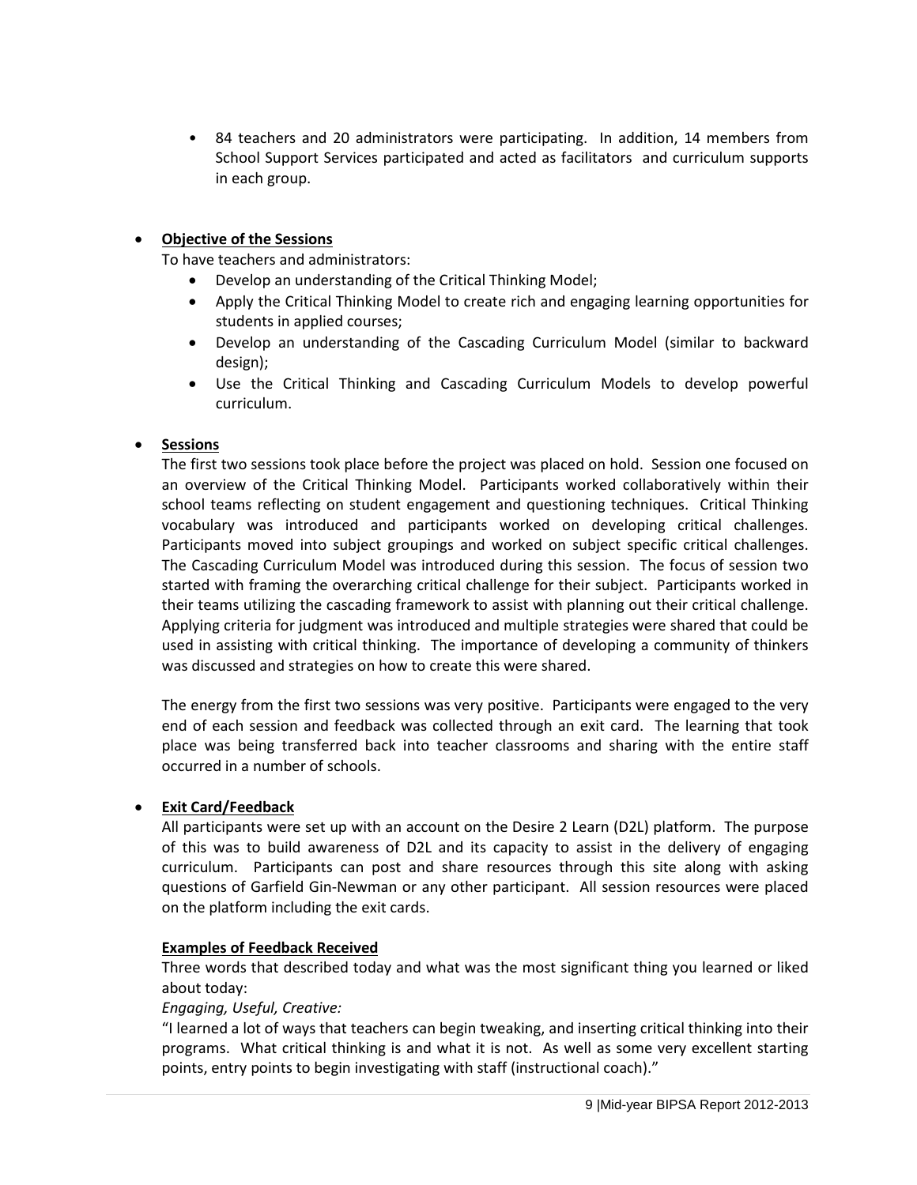- 84 teachers and 20 administrators were participating. In addition, 14 members from School Support Services participated and acted as facilitators and curriculum supports in each group.

- **Objective of the Sessions**

  To have teachers and administrators:
  - Develop an understanding of the Critical Thinking Model;
  - Apply the Critical Thinking Model to create rich and engaging learning opportunities for students in applied courses;
  - Develop an understanding of the Cascading Curriculum Model (similar to backward design);
  - Use the Critical Thinking and Cascading Curriculum Models to develop powerful curriculum.

- **Sessions**

  The first two sessions took place before the project was placed on hold. Session one focused on an overview of the Critical Thinking Model. Participants worked collaboratively within their school teams reflecting on student engagement and questioning techniques. Critical Thinking vocabulary was introduced and participants worked on developing critical challenges. Participants moved into subject groupings and worked on subject specific critical challenges. The Cascading Curriculum Model was introduced during this session. The focus of session two started with framing the overarching critical challenge for their subject. Participants worked in their teams utilizing the cascading framework to assist with planning out their critical challenge. Applying criteria for judgment was introduced and multiple strategies were shared that could be used in assisting with critical thinking. The importance of developing a community of thinkers was discussed and strategies on how to create this were shared.

  The energy from the first two sessions was very positive. Participants were engaged to the very end of each session and feedback was collected through an exit card. The learning that took place was being transferred back into teacher classrooms and sharing with the entire staff occurred in a number of schools.

- **Exit Card/Feedback**

  All participants were set up with an account on the Desire 2 Learn (D2L) platform. The purpose of this was to build awareness of D2L and its capacity to assist in the delivery of engaging curriculum. Participants can post and share resources through this site along with asking questions of Garfield Gin-Newman or any other participant. All session resources were placed on the platform including the exit cards.

  **Examples of Feedback Received**

  Three words that described today and what was the most significant thing you learned or liked about today:

  *Engaging, Useful, Creative:*

  "I learned a lot of ways that teachers can begin tweaking, and inserting critical thinking into their programs. What critical thinking is and what it is not. As well as some very excellent starting points, entry points to begin investigating with staff (instructional coach)."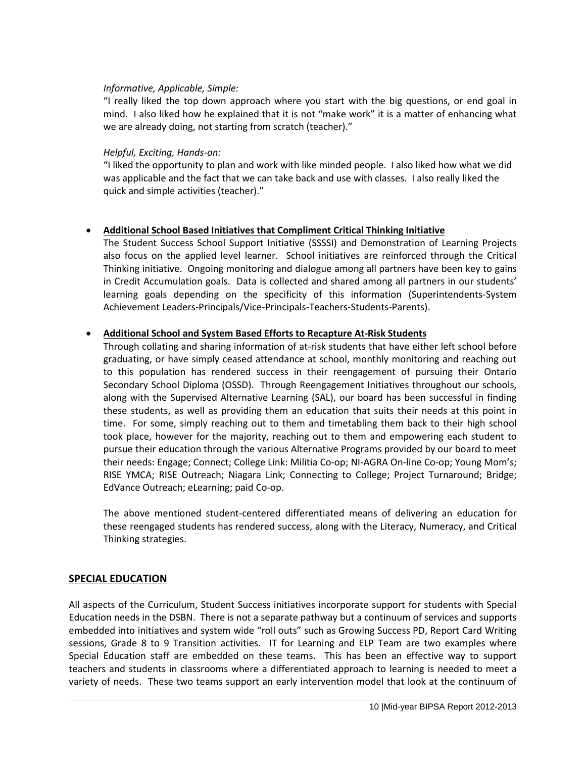*Informative, Applicable, Simple:*

"I really liked the top down approach where you start with the big questions, or end goal in mind. I also liked how he explained that it is not "make work" it is a matter of enhancing what we are already doing, not starting from scratch (teacher)."

*Helpful, Exciting, Hands-on:*

"I liked the opportunity to plan and work with like minded people. I also liked how what we did was applicable and the fact that we can take back and use with classes. I also really liked the quick and simple activities (teacher)."

- **Additional School Based Initiatives that Compliment Critical Thinking Initiative**

  The Student Success School Support Initiative (SSSSI) and Demonstration of Learning Projects also focus on the applied level learner. School initiatives are reinforced through the Critical Thinking initiative. Ongoing monitoring and dialogue among all partners have been key to gains in Credit Accumulation goals. Data is collected and shared among all partners in our students' learning goals depending on the specificity of this information (Superintendents-System Achievement Leaders-Principals/Vice-Principals-Teachers-Students-Parents).

- **Additional School and System Based Efforts to Recapture At-Risk Students**

  Through collating and sharing information of at-risk students that have either left school before graduating, or have simply ceased attendance at school, monthly monitoring and reaching out to this population has rendered success in their reengagement of pursuing their Ontario Secondary School Diploma (OSSD). Through Reengagement Initiatives throughout our schools, along with the Supervised Alternative Learning (SAL), our board has been successful in finding these students, as well as providing them an education that suits their needs at this point in time. For some, simply reaching out to them and timetabling them back to their high school took place, however for the majority, reaching out to them and empowering each student to pursue their education through the various Alternative Programs provided by our board to meet their needs: Engage; Connect; College Link: Militia Co-op; NI-AGRA On-line Co-op; Young Mom's; RISE YMCA; RISE Outreach; Niagara Link; Connecting to College; Project Turnaround; Bridge; EdVance Outreach; eLearning; paid Co-op.

  The above mentioned student-centered differentiated means of delivering an education for these reengaged students has rendered success, along with the Literacy, Numeracy, and Critical Thinking strategies.

## SPECIAL EDUCATION

All aspects of the Curriculum, Student Success initiatives incorporate support for students with Special Education needs in the DSBN. There is not a separate pathway but a continuum of services and supports embedded into initiatives and system wide "roll outs" such as Growing Success PD, Report Card Writing sessions, Grade 8 to 9 Transition activities. IT for Learning and ELP Team are two examples where Special Education staff are embedded on these teams. This has been an effective way to support teachers and students in classrooms where a differentiated approach to learning is needed to meet a variety of needs. These two teams support an early intervention model that look at the continuum of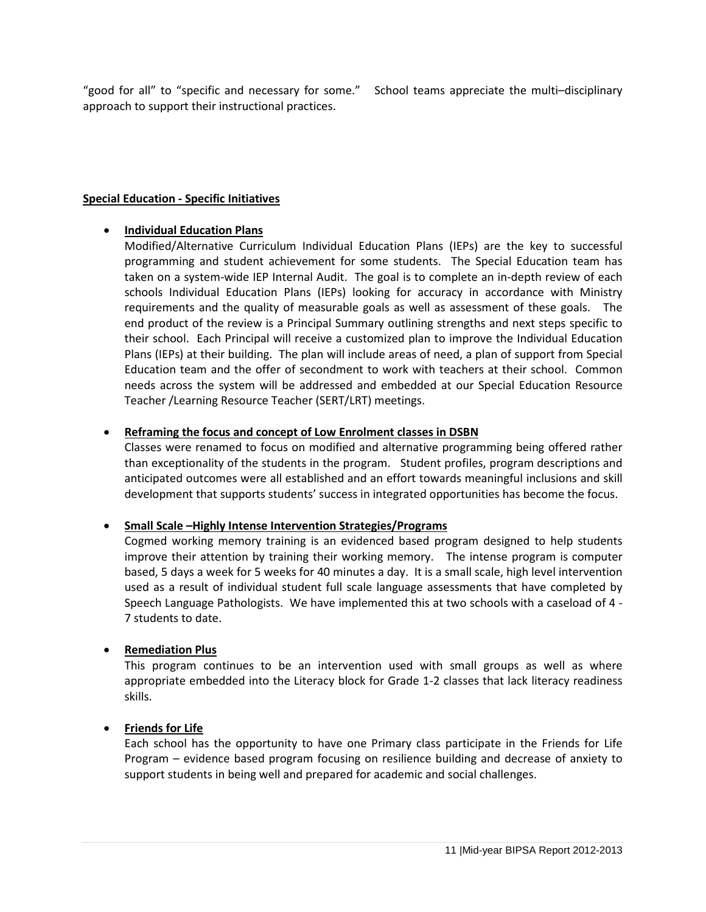"good for all" to "specific and necessary for some." School teams appreciate the multi–disciplinary approach to support their instructional practices.

**Special Education - Specific Initiatives**

- **Individual Education Plans**
  Modified/Alternative Curriculum Individual Education Plans (IEPs) are the key to successful programming and student achievement for some students. The Special Education team has taken on a system-wide IEP Internal Audit. The goal is to complete an in-depth review of each schools Individual Education Plans (IEPs) looking for accuracy in accordance with Ministry requirements and the quality of measurable goals as well as assessment of these goals. The end product of the review is a Principal Summary outlining strengths and next steps specific to their school. Each Principal will receive a customized plan to improve the Individual Education Plans (IEPs) at their building. The plan will include areas of need, a plan of support from Special Education team and the offer of secondment to work with teachers at their school. Common needs across the system will be addressed and embedded at our Special Education Resource Teacher /Learning Resource Teacher (SERT/LRT) meetings.

- **Reframing the focus and concept of Low Enrolment classes in DSBN**
  Classes were renamed to focus on modified and alternative programming being offered rather than exceptionality of the students in the program. Student profiles, program descriptions and anticipated outcomes were all established and an effort towards meaningful inclusions and skill development that supports students' success in integrated opportunities has become the focus.

- **Small Scale –Highly Intense Intervention Strategies/Programs**
  Cogmed working memory training is an evidenced based program designed to help students improve their attention by training their working memory. The intense program is computer based, 5 days a week for 5 weeks for 40 minutes a day. It is a small scale, high level intervention used as a result of individual student full scale language assessments that have completed by Speech Language Pathologists. We have implemented this at two schools with a caseload of 4 - 7 students to date.

- **Remediation Plus**
  This program continues to be an intervention used with small groups as well as where appropriate embedded into the Literacy block for Grade 1-2 classes that lack literacy readiness skills.

- **Friends for Life**
  Each school has the opportunity to have one Primary class participate in the Friends for Life Program – evidence based program focusing on resilience building and decrease of anxiety to support students in being well and prepared for academic and social challenges.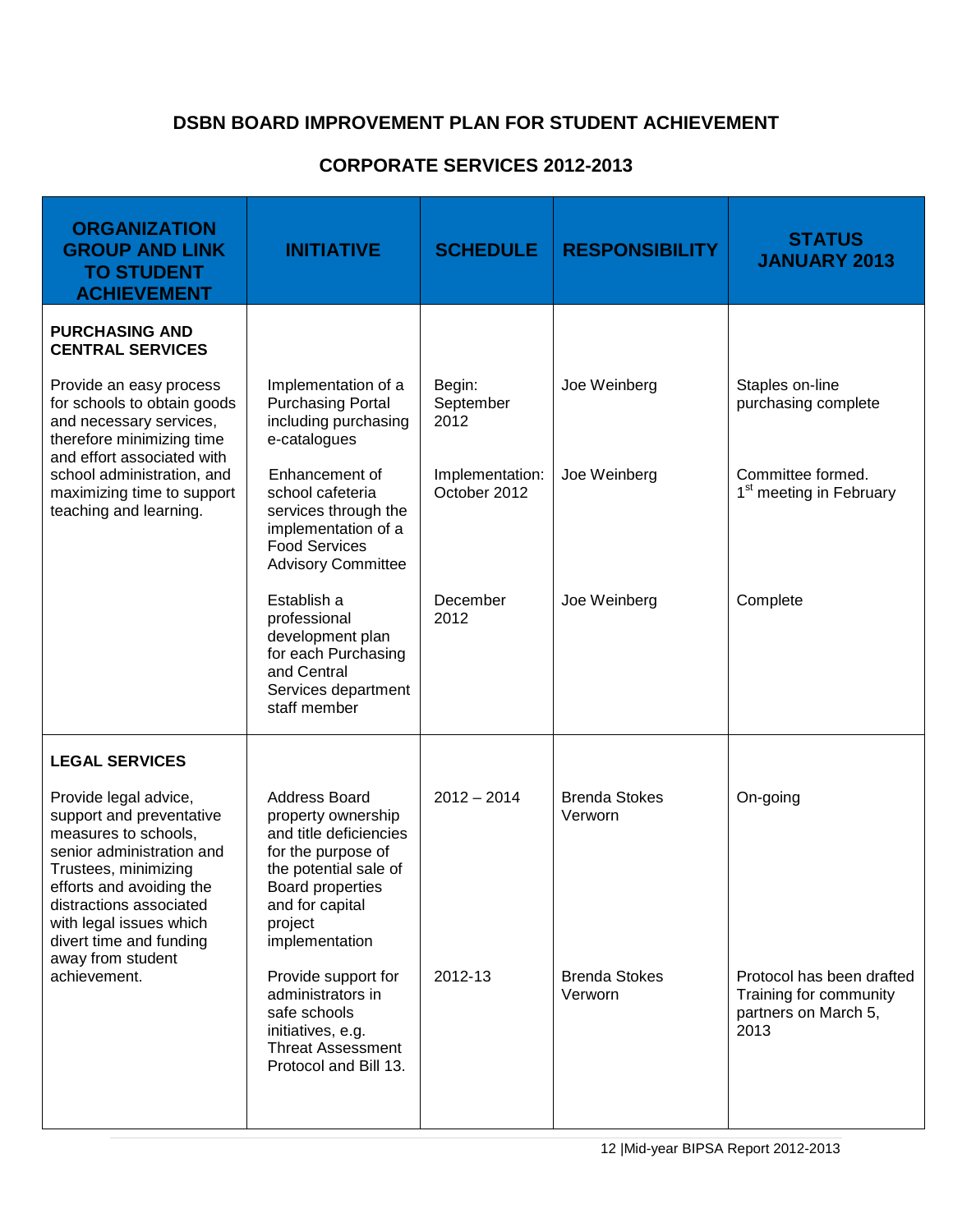# DSBN BOARD IMPROVEMENT PLAN FOR STUDENT ACHIEVEMENT

## CORPORATE SERVICES 2012-2013

| ORGANIZATION GROUP AND LINK TO STUDENT ACHIEVEMENT | INITIATIVE | SCHEDULE | RESPONSIBILITY | STATUS JANUARY 2013 |
|---|---|---|---|---|
| **PURCHASING AND CENTRAL SERVICES** | | | | |
| Provide an easy process for schools to obtain goods and necessary services, therefore minimizing time and effort associated with school administration, and maximizing time to support teaching and learning. | Implementation of a Purchasing Portal including purchasing e-catalogues | Begin: September 2012 | Joe Weinberg | Staples on-line purchasing complete |
| | Enhancement of school cafeteria services through the implementation of a Food Services Advisory Committee | Implementation: October 2012 | Joe Weinberg | Committee formed. 1st meeting in February |
| | Establish a professional development plan for each Purchasing and Central Services department staff member | December 2012 | Joe Weinberg | Complete |
| **LEGAL SERVICES** | | | | |
| Provide legal advice, support and preventative measures to schools, senior administration and Trustees, minimizing efforts and avoiding the distractions associated with legal issues which divert time and funding away from student achievement. | Address Board property ownership and title deficiencies for the purpose of the potential sale of Board properties and for capital project implementation | 2012 – 2014 | Brenda Stokes Verworn | On-going |
| | Provide support for administrators in safe schools initiatives, e.g. Threat Assessment Protocol and Bill 13. | 2012-13 | Brenda Stokes Verworn | Protocol has been drafted Training for community partners on March 5, 2013 |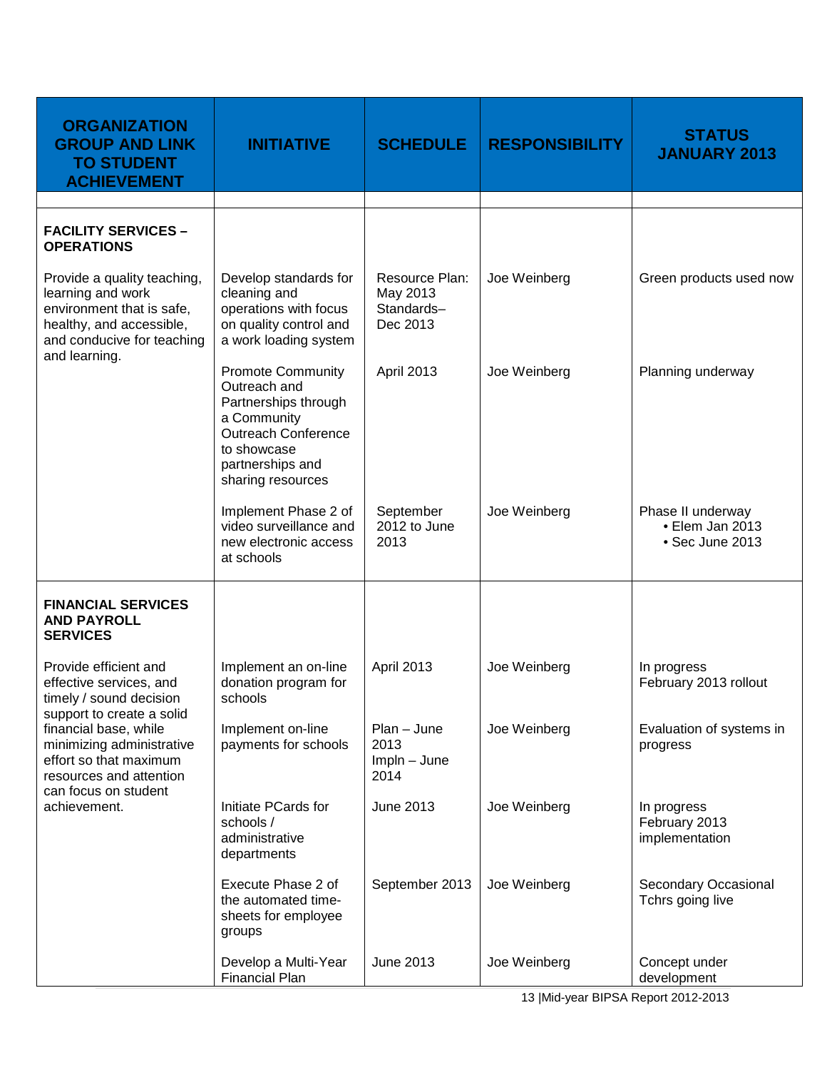| ORGANIZATION GROUP AND LINK TO STUDENT ACHIEVEMENT | INITIATIVE | SCHEDULE | RESPONSIBILITY | STATUS JANUARY 2013 |
|---|---|---|---|---|
| **FACILITY SERVICES – OPERATIONS** | | | | |
| Provide a quality teaching, learning and work environment that is safe, healthy, and accessible, and conducive for teaching and learning. | Develop standards for cleaning and operations with focus on quality control and a work loading system | Resource Plan: May 2013 Standards– Dec 2013 | Joe Weinberg | Green products used now |
| | Promote Community Outreach and Partnerships through a Community Outreach Conference to showcase partnerships and sharing resources | April 2013 | Joe Weinberg | Planning underway |
| | Implement Phase 2 of video surveillance and new electronic access at schools | September 2012 to June 2013 | Joe Weinberg | Phase II underway<br>• Elem Jan 2013<br>• Sec June 2013 |
| **FINANCIAL SERVICES AND PAYROLL SERVICES** | | | | |
| Provide efficient and effective services, and timely / sound decision support to create a solid financial base, while minimizing administrative effort so that maximum resources and attention can focus on student achievement. | Implement an on-line donation program for schools | April 2013 | Joe Weinberg | In progress February 2013 rollout |
| | Implement on-line payments for schools | Plan – June 2013 Impln – June 2014 | Joe Weinberg | Evaluation of systems in progress |
| | Initiate PCards for schools / administrative departments | June 2013 | Joe Weinberg | In progress February 2013 implementation |
| | Execute Phase 2 of the automated time-sheets for employee groups | September 2013 | Joe Weinberg | Secondary Occasional Tchrs going live |
| | Develop a Multi-Year Financial Plan | June 2013 | Joe Weinberg | Concept under development |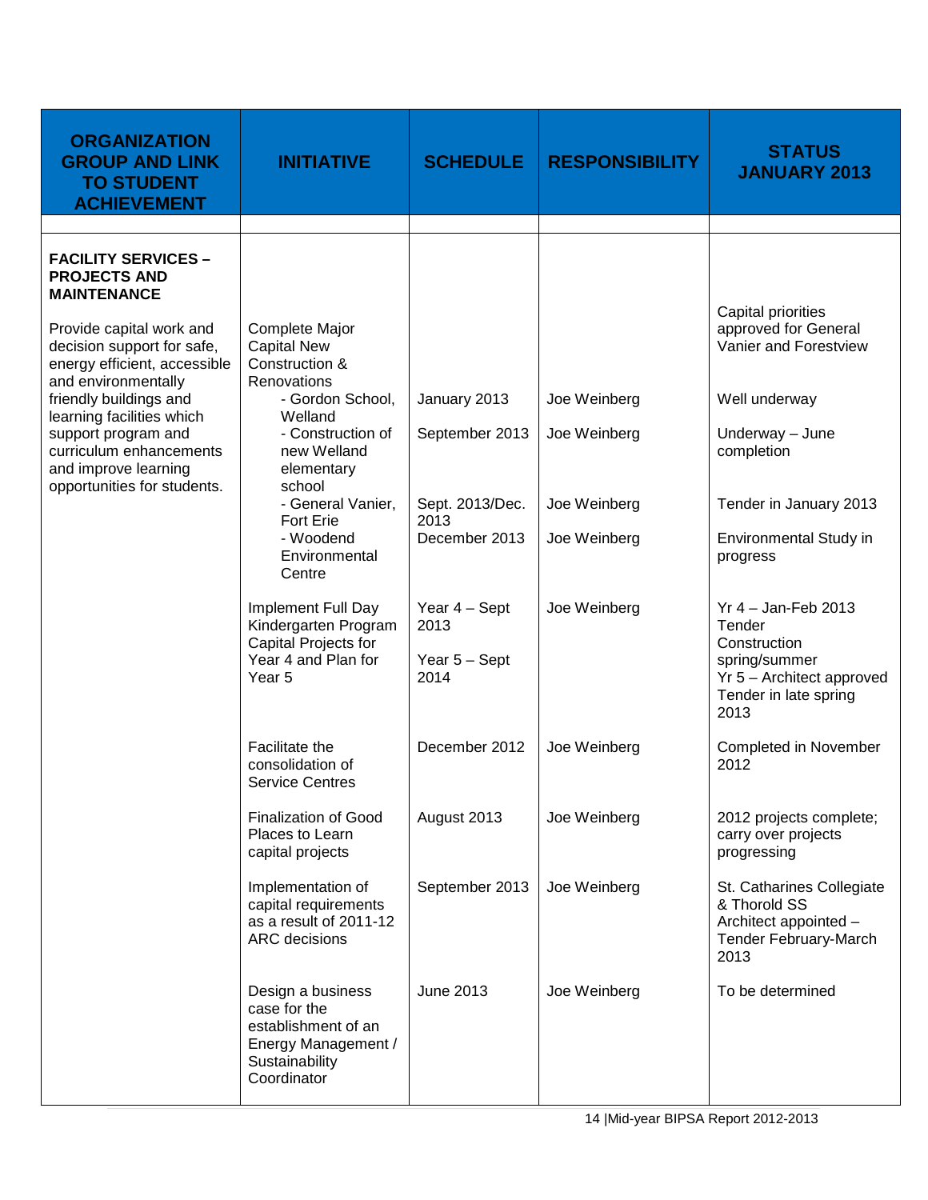| ORGANIZATION GROUP AND LINK TO STUDENT ACHIEVEMENT | INITIATIVE | SCHEDULE | RESPONSIBILITY | STATUS JANUARY 2013 |
|---|---|---|---|---|
| **FACILITY SERVICES – PROJECTS AND MAINTENANCE**<br><br>Provide capital work and decision support for safe, energy efficient, accessible and environmentally friendly buildings and learning facilities which support program and curriculum enhancements and improve learning opportunities for students. | Complete Major Capital New Construction & Renovations | | | Capital priorities approved for General Vanier and Forestview |
| | - Gordon School, Welland | January 2013 | Joe Weinberg | Well underway |
| | - Construction of new Welland elementary school | September 2013 | Joe Weinberg | Underway – June completion |
| | - General Vanier, Fort Erie | Sept. 2013/Dec. 2013 | Joe Weinberg | Tender in January 2013 |
| | - Woodend Environmental Centre | December 2013 | Joe Weinberg | Environmental Study in progress |
| | Implement Full Day Kindergarten Program Capital Projects for Year 4 and Plan for Year 5 | Year 4 – Sept 2013<br><br>Year 5 – Sept 2014 | Joe Weinberg | Yr 4 – Jan-Feb 2013 Tender Construction spring/summer<br>Yr 5 – Architect approved Tender in late spring 2013 |
| | Facilitate the consolidation of Service Centres | December 2012 | Joe Weinberg | Completed in November 2012 |
| | Finalization of Good Places to Learn capital projects | August 2013 | Joe Weinberg | 2012 projects complete; carry over projects progressing |
| | Implementation of capital requirements as a result of 2011-12 ARC decisions | September 2013 | Joe Weinberg | St. Catharines Collegiate & Thorold SS Architect appointed – Tender February-March 2013 |
| | Design a business case for the establishment of an Energy Management / Sustainability Coordinator | June 2013 | Joe Weinberg | To be determined |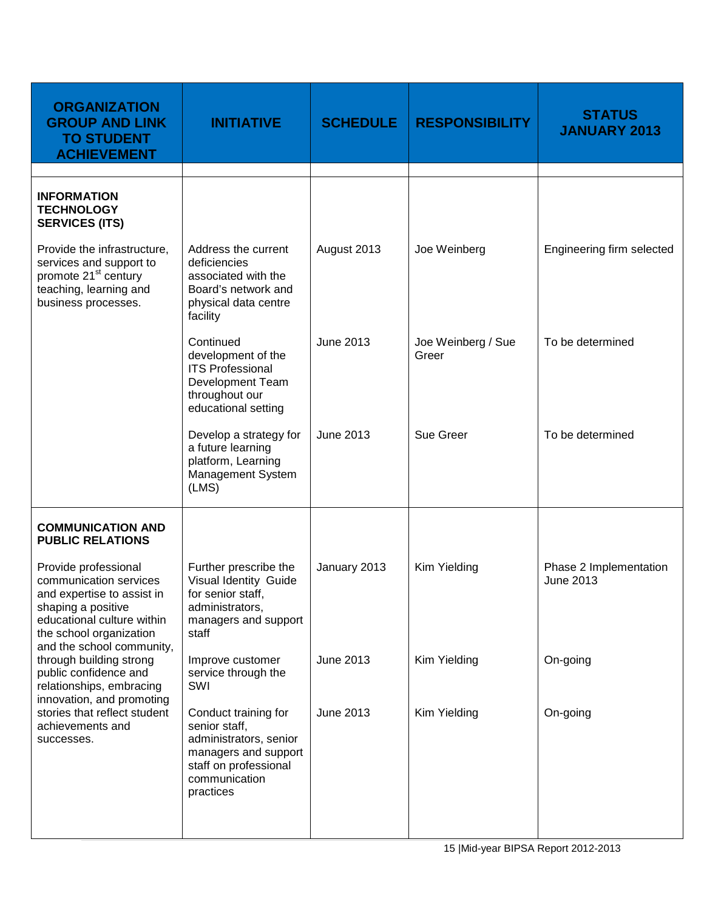| ORGANIZATION GROUP AND LINK TO STUDENT ACHIEVEMENT | INITIATIVE | SCHEDULE | RESPONSIBILITY | STATUS JANUARY 2013 |
|---|---|---|---|---|
| | | | | |
| **INFORMATION TECHNOLOGY SERVICES (ITS)** | | | | |
| Provide the infrastructure, services and support to promote 21st century teaching, learning and business processes. | Address the current deficiencies associated with the Board's network and physical data centre facility | August 2013 | Joe Weinberg | Engineering firm selected |
| | Continued development of the ITS Professional Development Team throughout our educational setting | June 2013 | Joe Weinberg / Sue Greer | To be determined |
| | Develop a strategy for a future learning platform, Learning Management System (LMS) | June 2013 | Sue Greer | To be determined |
| **COMMUNICATION AND PUBLIC RELATIONS** | | | | |
| Provide professional communication services and expertise to assist in shaping a positive educational culture within the school organization and the school community, through building strong public confidence and relationships, embracing innovation, and promoting stories that reflect student achievements and successes. | Further prescribe the Visual Identity Guide for senior staff, administrators, managers and support staff | January 2013 | Kim Yielding | Phase 2 Implementation June 2013 |
| | Improve customer service through the SWI | June 2013 | Kim Yielding | On-going |
| | Conduct training for senior staff, administrators, senior managers and support staff on professional communication practices | June 2013 | Kim Yielding | On-going |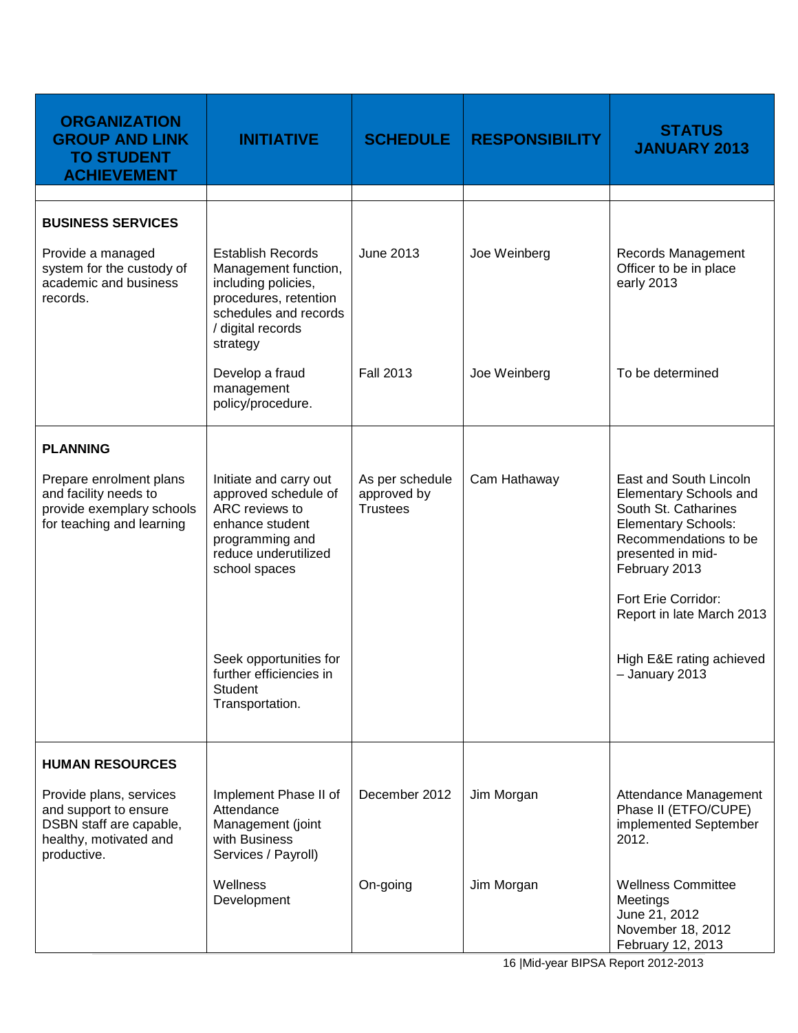| ORGANIZATION GROUP AND LINK TO STUDENT ACHIEVEMENT | INITIATIVE | SCHEDULE | RESPONSIBILITY | STATUS JANUARY 2013 |
|---|---|---|---|---|
| | | | | |
| **BUSINESS SERVICES** | | | | |
| Provide a managed system for the custody of academic and business records. | Establish Records Management function, including policies, procedures, retention schedules and records / digital records strategy | June 2013 | Joe Weinberg | Records Management Officer to be in place early 2013 |
| | Develop a fraud management policy/procedure. | Fall 2013 | Joe Weinberg | To be determined |
| **PLANNING** | | | | |
| Prepare enrolment plans and facility needs to provide exemplary schools for teaching and learning | Initiate and carry out approved schedule of ARC reviews to enhance student programming and reduce underutilized school spaces | As per schedule approved by Trustees | Cam Hathaway | East and South Lincoln Elementary Schools and South St. Catharines Elementary Schools: Recommendations to be presented in mid-February 2013<br><br>Fort Erie Corridor: Report in late March 2013 |
| | Seek opportunities for further efficiencies in Student Transportation. | | | High E&E rating achieved – January 2013 |
| **HUMAN RESOURCES** | | | | |
| Provide plans, services and support to ensure DSBN staff are capable, healthy, motivated and productive. | Implement Phase II of Attendance Management (joint with Business Services / Payroll) | December 2012 | Jim Morgan | Attendance Management Phase II (ETFO/CUPE) implemented September 2012. |
| | Wellness Development | On-going | Jim Morgan | Wellness Committee Meetings<br>June 21, 2012<br>November 18, 2012<br>February 12, 2013 |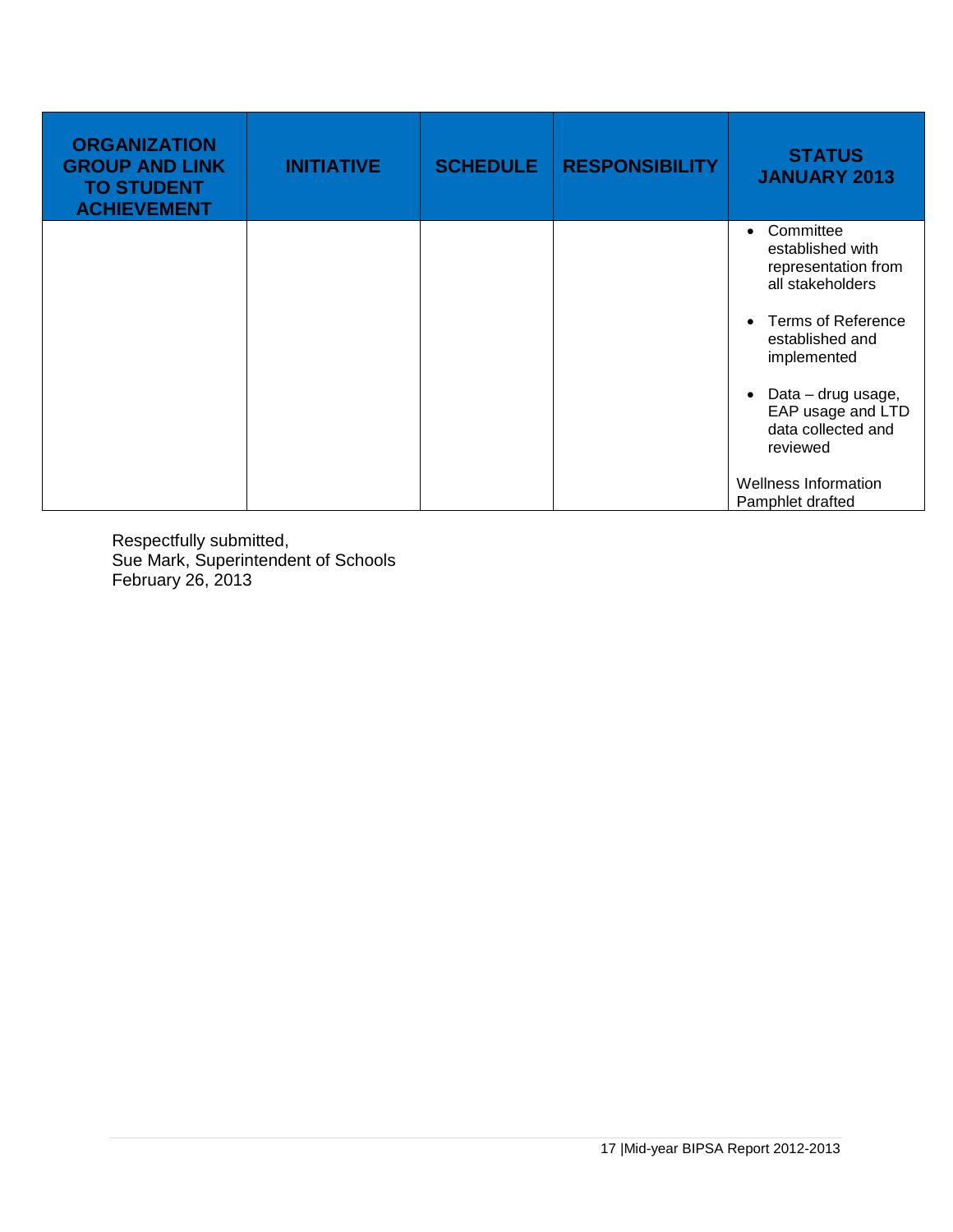| ORGANIZATION GROUP AND LINK TO STUDENT ACHIEVEMENT | INITIATIVE | SCHEDULE | RESPONSIBILITY | STATUS JANUARY 2013 |
|---|---|---|---|---|
| | | | | • Committee established with representation from all stakeholders<br>• Terms of Reference established and implemented<br>• Data – drug usage, EAP usage and LTD data collected and reviewed<br>Wellness Information Pamphlet drafted |

Respectfully submitted,
Sue Mark, Superintendent of Schools
February 26, 2013